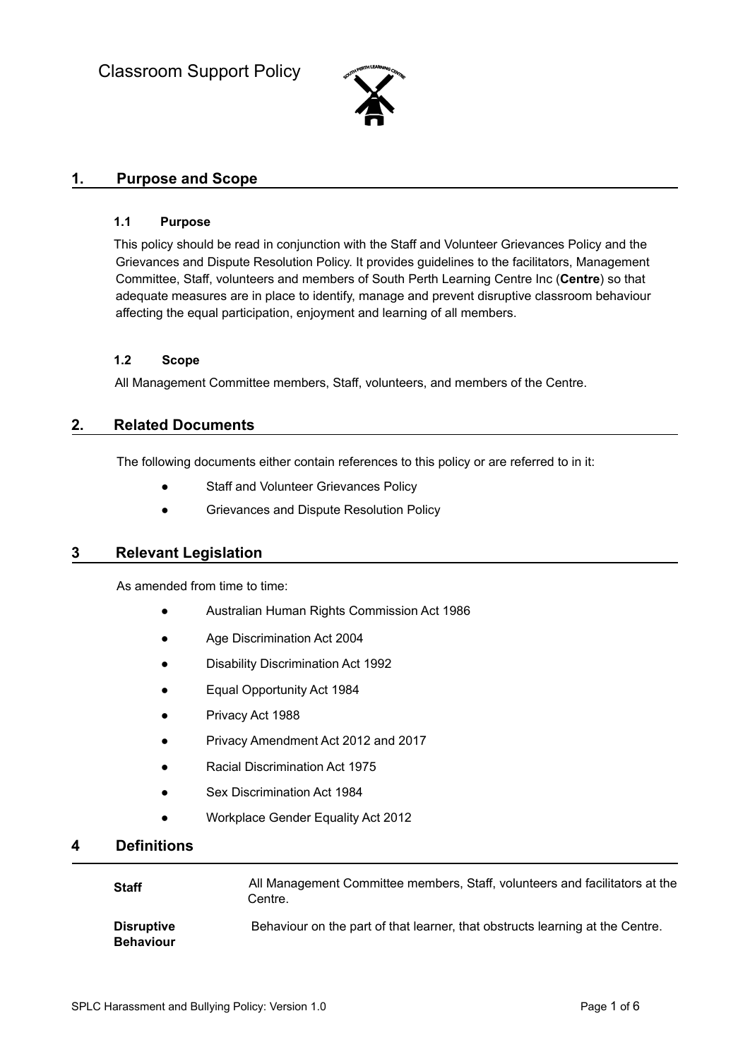# Classroom Support Policy

## 1. Purpose and Scope

### 1.1 Purpose

This policy should be read in conjunction with the Staff and Volunteer Grievances Policy and the Grievances and Dispute Resolution Policy. It provides guidelines to the facilitators, Management Committee, Staff, volunteers and members of South Perth Learning Centre Inc (**Centre**) so that adequate measures are in place to identify, manage and prevent disruptive classroom behaviour affecting the equal participation, enjoyment and learning of all members.

### 1.2 Scope

All Management Committee members, Staff, volunteers, and members of the Centre.

## 2. Related Documents

The following documents either contain references to this policy or are referred to in it:

- Staff and Volunteer Grievances Policy
- Grievances and Dispute Resolution Policy

## 3 Relevant Legislation

As amended from time to time:

- Australian Human Rights Commission Act 1986
- Age Discrimination Act 2004
- Disability Discrimination Act 1992
- Equal Opportunity Act 1984
- Privacy Act 1988
- Privacy Amendment Act 2012 and 2017
- Racial Discrimination Act 1975
- Sex Discrimination Act 1984
- Workplace Gender Equality Act 2012

## 4 Definitions

| | |
|---|---|
| **Staff** | All Management Committee members, Staff, volunteers and facilitators at the Centre. |
| **Disruptive Behaviour** | Behaviour on the part of that learner, that obstructs learning at the Centre. |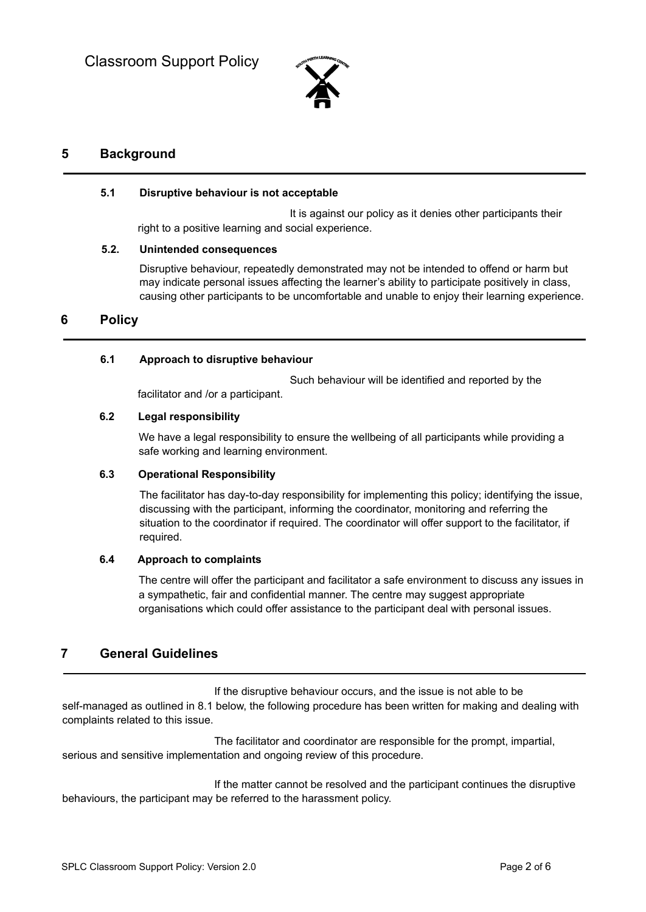## 5 Background

### 5.1 Disruptive behaviour is not acceptable

It is against our policy as it denies other participants their right to a positive learning and social experience.

### 5.2. Unintended consequences

Disruptive behaviour, repeatedly demonstrated may not be intended to offend or harm but may indicate personal issues affecting the learner's ability to participate positively in class, causing other participants to be uncomfortable and unable to enjoy their learning experience.

## 6 Policy

### 6.1 Approach to disruptive behaviour

Such behaviour will be identified and reported by the facilitator and /or a participant.

### 6.2 Legal responsibility

We have a legal responsibility to ensure the wellbeing of all participants while providing a safe working and learning environment.

### 6.3 Operational Responsibility

The facilitator has day-to-day responsibility for implementing this policy; identifying the issue, discussing with the participant, informing the coordinator, monitoring and referring the situation to the coordinator if required. The coordinator will offer support to the facilitator, if required.

### 6.4 Approach to complaints

The centre will offer the participant and facilitator a safe environment to discuss any issues in a sympathetic, fair and confidential manner. The centre may suggest appropriate organisations which could offer assistance to the participant deal with personal issues.

## 7 General Guidelines

If the disruptive behaviour occurs, and the issue is not able to be self-managed as outlined in 8.1 below, the following procedure has been written for making and dealing with complaints related to this issue.

The facilitator and coordinator are responsible for the prompt, impartial, serious and sensitive implementation and ongoing review of this procedure.

If the matter cannot be resolved and the participant continues the disruptive behaviours, the participant may be referred to the harassment policy.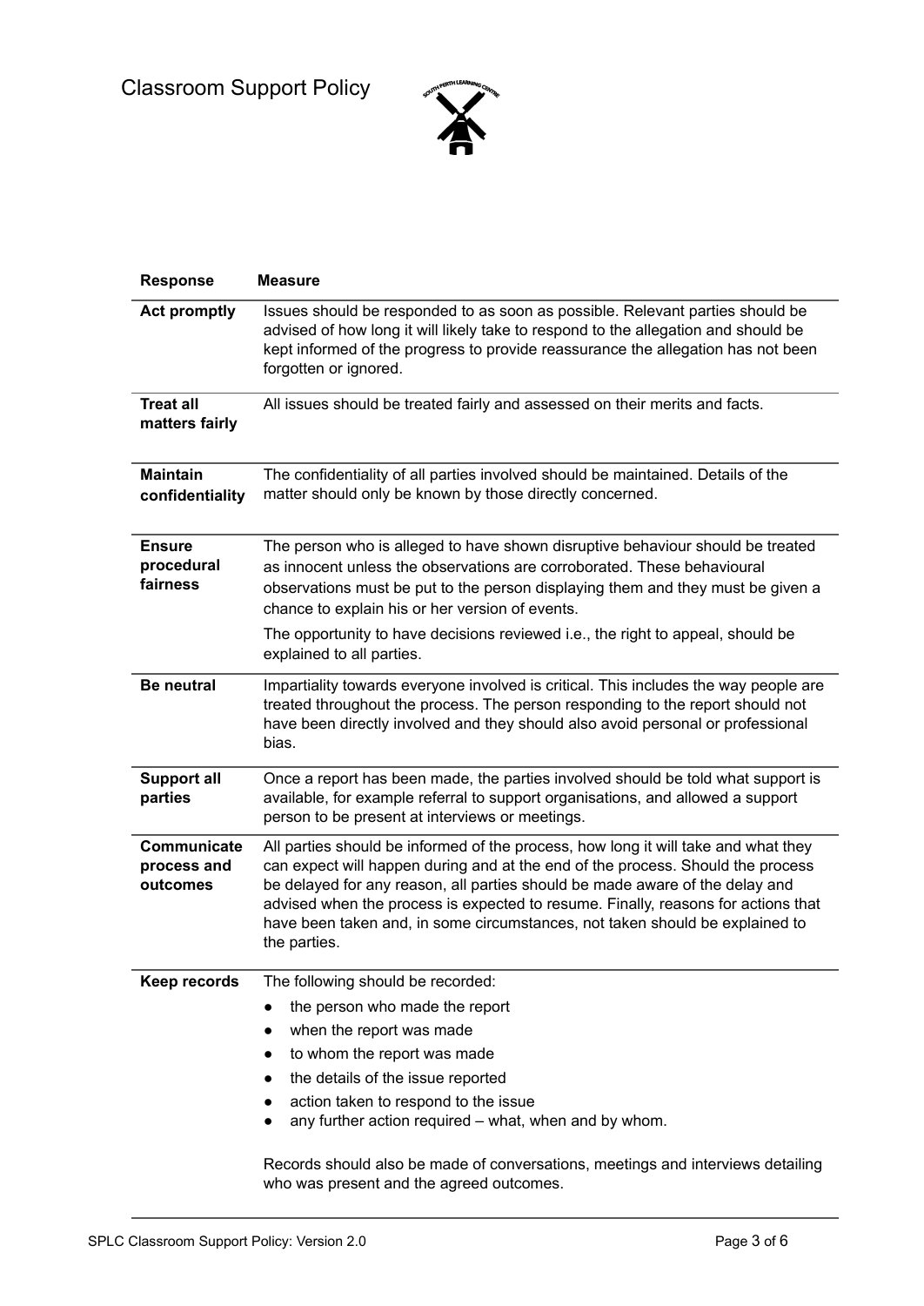| Response | Measure |
|---|---|
| **Act promptly** | Issues should be responded to as soon as possible. Relevant parties should be advised of how long it will likely take to respond to the allegation and should be kept informed of the progress to provide reassurance the allegation has not been forgotten or ignored. |
| **Treat all matters fairly** | All issues should be treated fairly and assessed on their merits and facts. |
| **Maintain confidentiality** | The confidentiality of all parties involved should be maintained. Details of the matter should only be known by those directly concerned. |
| **Ensure procedural fairness** | The person who is alleged to have shown disruptive behaviour should be treated as innocent unless the observations are corroborated. These behavioural observations must be put to the person displaying them and they must be given a chance to explain his or her version of events.<br><br>The opportunity to have decisions reviewed i.e., the right to appeal, should be explained to all parties. |
| **Be neutral** | Impartiality towards everyone involved is critical. This includes the way people are treated throughout the process. The person responding to the report should not have been directly involved and they should also avoid personal or professional bias. |
| **Support all parties** | Once a report has been made, the parties involved should be told what support is available, for example referral to support organisations, and allowed a support person to be present at interviews or meetings. |
| **Communicate process and outcomes** | All parties should be informed of the process, how long it will take and what they can expect will happen during and at the end of the process. Should the process be delayed for any reason, all parties should be made aware of the delay and advised when the process is expected to resume. Finally, reasons for actions that have been taken and, in some circumstances, not taken should be explained to the parties. |
| **Keep records** | The following should be recorded:<br>● the person who made the report<br>● when the report was made<br>● to whom the report was made<br>● the details of the issue reported<br>● action taken to respond to the issue<br>● any further action required – what, when and by whom.<br><br>Records should also be made of conversations, meetings and interviews detailing who was present and the agreed outcomes. |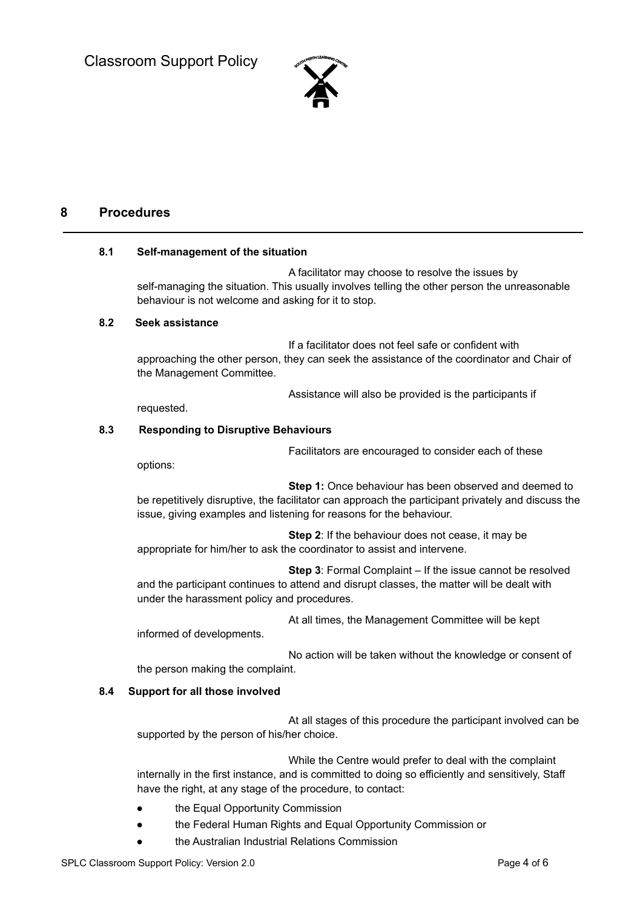## 8 Procedures

### 8.1 Self-management of the situation

A facilitator may choose to resolve the issues by self-managing the situation. This usually involves telling the other person the unreasonable behaviour is not welcome and asking for it to stop.

### 8.2 Seek assistance

If a facilitator does not feel safe or confident with approaching the other person, they can seek the assistance of the coordinator and Chair of the Management Committee.

Assistance will also be provided is the participants if requested.

### 8.3 Responding to Disruptive Behaviours

Facilitators are encouraged to consider each of these options:

**Step 1:** Once behaviour has been observed and deemed to be repetitively disruptive, the facilitator can approach the participant privately and discuss the issue, giving examples and listening for reasons for the behaviour.

**Step 2**: If the behaviour does not cease, it may be appropriate for him/her to ask the coordinator to assist and intervene.

**Step 3**: Formal Complaint – If the issue cannot be resolved and the participant continues to attend and disrupt classes, the matter will be dealt with under the harassment policy and procedures.

At all times, the Management Committee will be kept informed of developments.

No action will be taken without the knowledge or consent of the person making the complaint.

### 8.4 Support for all those involved

At all stages of this procedure the participant involved can be supported by the person of his/her choice.

While the Centre would prefer to deal with the complaint internally in the first instance, and is committed to doing so efficiently and sensitively, Staff have the right, at any stage of the procedure, to contact:

- the Equal Opportunity Commission
- the Federal Human Rights and Equal Opportunity Commission or
- the Australian Industrial Relations Commission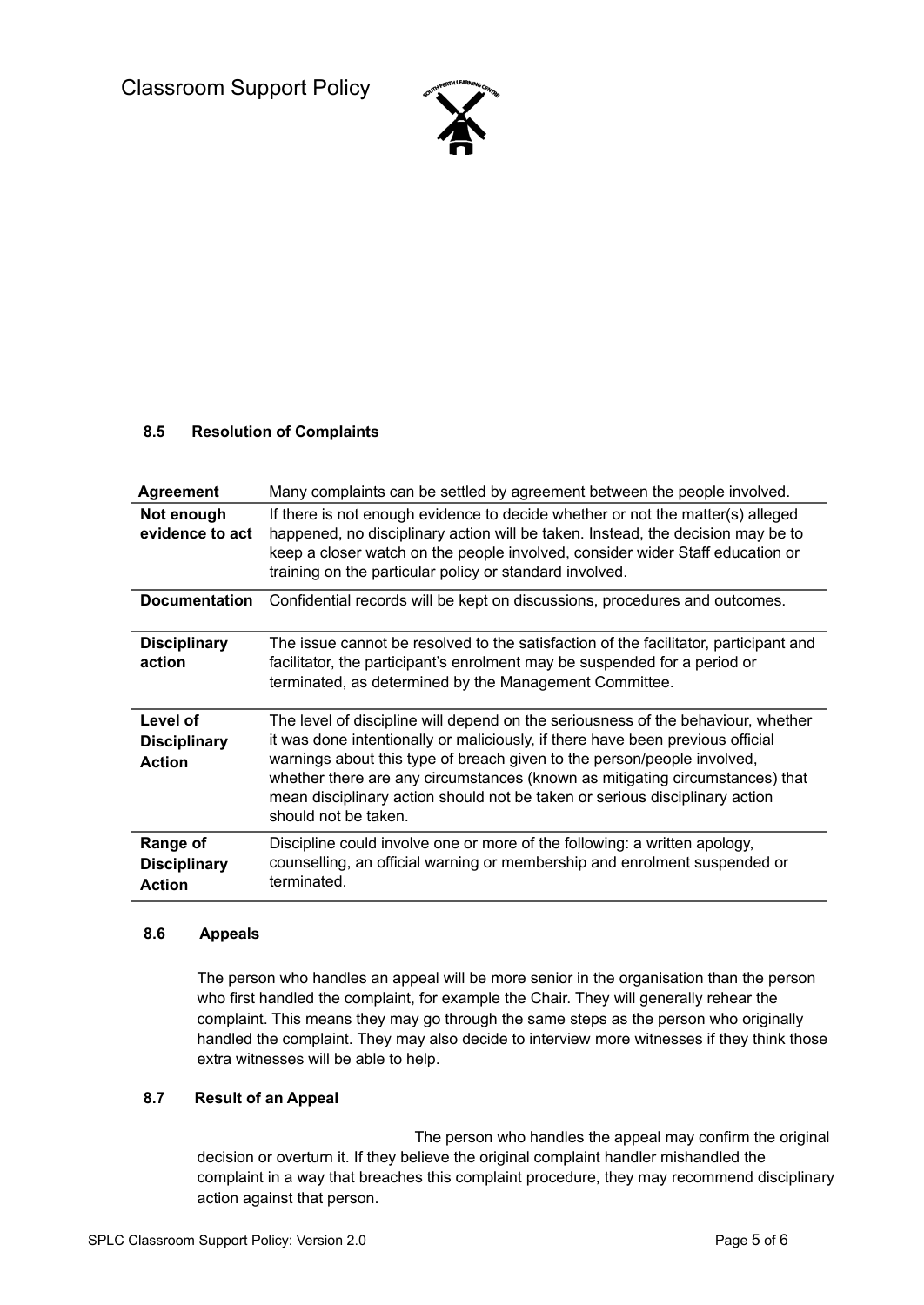### 8.5 Resolution of Complaints

| | |
|---|---|
| **Agreement** | Many complaints can be settled by agreement between the people involved. |
| **Not enough evidence to act** | If there is not enough evidence to decide whether or not the matter(s) alleged happened, no disciplinary action will be taken. Instead, the decision may be to keep a closer watch on the people involved, consider wider Staff education or training on the particular policy or standard involved. |
| **Documentation** | Confidential records will be kept on discussions, procedures and outcomes. |
| **Disciplinary action** | The issue cannot be resolved to the satisfaction of the facilitator, participant and facilitator, the participant's enrolment may be suspended for a period or terminated, as determined by the Management Committee. |
| **Level of Disciplinary Action** | The level of discipline will depend on the seriousness of the behaviour, whether it was done intentionally or maliciously, if there have been previous official warnings about this type of breach given to the person/people involved, whether there are any circumstances (known as mitigating circumstances) that mean disciplinary action should not be taken or serious disciplinary action should not be taken. |
| **Range of Disciplinary Action** | Discipline could involve one or more of the following: a written apology, counselling, an official warning or membership and enrolment suspended or terminated. |

### 8.6 Appeals

The person who handles an appeal will be more senior in the organisation than the person who first handled the complaint, for example the Chair. They will generally rehear the complaint. This means they may go through the same steps as the person who originally handled the complaint. They may also decide to interview more witnesses if they think those extra witnesses will be able to help.

### 8.7 Result of an Appeal

The person who handles the appeal may confirm the original decision or overturn it. If they believe the original complaint handler mishandled the complaint in a way that breaches this complaint procedure, they may recommend disciplinary action against that person.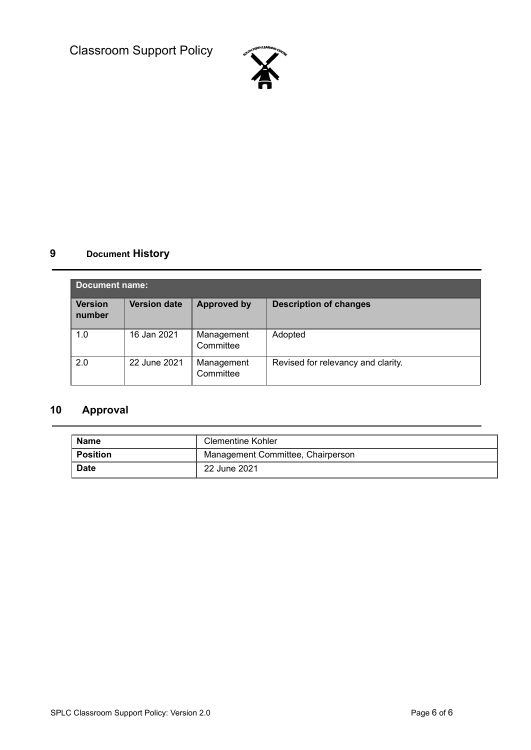## 9 Document History

| Document name: | | | |
|---|---|---|---|
| **Version number** | **Version date** | **Approved by** | **Description of changes** |
| 1.0 | 16 Jan 2021 | Management Committee | Adopted |
| 2.0 | 22 June 2021 | Management Committee | Revised for relevancy and clarity. |

## 10 Approval

| | |
|---|---|
| **Name** | Clementine Kohler |
| **Position** | Management Committee, Chairperson |
| **Date** | 22 June 2021 |